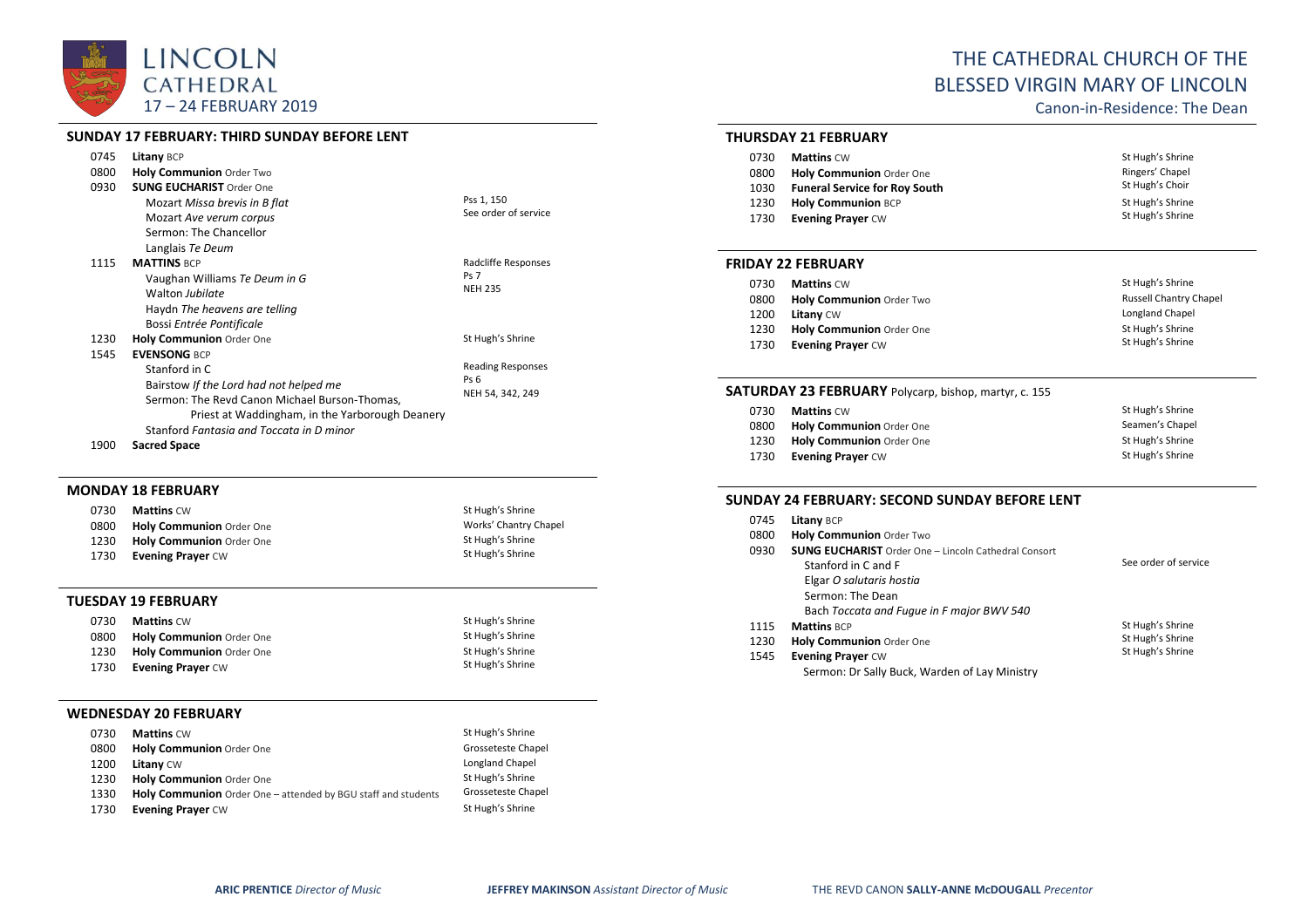# LINCOLN CATHEDRAL

17 – 24 FEBRUARY 2019

# THE CATHEDRAL CHURCH OF THE BLESSED VIRGIN MARY OF LINCOLN

Canon-in-Residence: The Dean

## SUNDAY 17 FEBRUARY: THIRD SUNDAY BEFORE LENT

| | | |
|---|---|---|
| 0745 | **Litany** BCP | |
| 0800 | **Holy Communion** Order Two | |
| 0930 | **SUNG EUCHARIST** Order One<br>Mozart *Missa brevis in B flat*<br>Mozart *Ave verum corpus*<br>Sermon: The Chancellor<br>Langlais *Te Deum* | Pss 1, 150<br>See order of service |
| 1115 | **MATTINS** BCP<br>Vaughan Williams *Te Deum in G*<br>Walton *Jubilate*<br>Haydn *The heavens are telling*<br>Bossi *Entrée Pontificale* | Radcliffe Responses<br>Ps 7<br>NEH 235 |
| 1230 | **Holy Communion** Order One | St Hugh's Shrine |
| 1545 | **EVENSONG** BCP<br>Stanford in C<br>Bairstow *If the Lord had not helped me*<br>Sermon: The Revd Canon Michael Burson-Thomas, Priest at Waddingham, in the Yarborough Deanery<br>Stanford *Fantasia and Toccata in D minor* | Reading Responses<br>Ps 6<br>NEH 54, 342, 249 |
| 1900 | **Sacred Space** | |

## MONDAY 18 FEBRUARY

| | | |
|---|---|---|
| 0730 | **Mattins** CW | St Hugh's Shrine |
| 0800 | **Holy Communion** Order One | Works' Chantry Chapel |
| 1230 | **Holy Communion** Order One | St Hugh's Shrine |
| 1730 | **Evening Prayer** CW | St Hugh's Shrine |

## TUESDAY 19 FEBRUARY

| | | |
|---|---|---|
| 0730 | **Mattins** CW | St Hugh's Shrine |
| 0800 | **Holy Communion** Order One | St Hugh's Shrine |
| 1230 | **Holy Communion** Order One | St Hugh's Shrine |
| 1730 | **Evening Prayer** CW | St Hugh's Shrine |

## WEDNESDAY 20 FEBRUARY

| | | |
|---|---|---|
| 0730 | **Mattins** CW | St Hugh's Shrine |
| 0800 | **Holy Communion** Order One | Grosseteste Chapel |
| 1200 | **Litany** CW | Longland Chapel |
| 1230 | **Holy Communion** Order One | St Hugh's Shrine |
| 1330 | **Holy Communion** Order One – attended by BGU staff and students | Grosseteste Chapel |
| 1730 | **Evening Prayer** CW | St Hugh's Shrine |

## THURSDAY 21 FEBRUARY

| | | |
|---|---|---|
| 0730 | **Mattins** CW | St Hugh's Shrine |
| 0800 | **Holy Communion** Order One | Ringers' Chapel |
| 1030 | **Funeral Service for Roy South** | St Hugh's Choir |
| 1230 | **Holy Communion** BCP | St Hugh's Shrine |
| 1730 | **Evening Prayer** CW | St Hugh's Shrine |

## FRIDAY 22 FEBRUARY

| | | |
|---|---|---|
| 0730 | **Mattins** CW | St Hugh's Shrine |
| 0800 | **Holy Communion** Order Two | Russell Chantry Chapel |
| 1200 | **Litany** CW | Longland Chapel |
| 1230 | **Holy Communion** Order One | St Hugh's Shrine |
| 1730 | **Evening Prayer** CW | St Hugh's Shrine |

## SATURDAY 23 FEBRUARY Polycarp, bishop, martyr, c. 155

| | | |
|---|---|---|
| 0730 | **Mattins** CW | St Hugh's Shrine |
| 0800 | **Holy Communion** Order One | Seamen's Chapel |
| 1230 | **Holy Communion** Order One | St Hugh's Shrine |
| 1730 | **Evening Prayer** CW | St Hugh's Shrine |

## SUNDAY 24 FEBRUARY: SECOND SUNDAY BEFORE LENT

| | | |
|---|---|---|
| 0745 | **Litany** BCP | |
| 0800 | **Holy Communion** Order Two | |
| 0930 | **SUNG EUCHARIST** Order One – Lincoln Cathedral Consort<br>Stanford in C and F<br>Elgar *O salutaris hostia*<br>Sermon: The Dean<br>Bach *Toccata and Fugue in F major BWV 540* | See order of service |
| 1115 | **Mattins** BCP | St Hugh's Shrine |
| 1230 | **Holy Communion** Order One | St Hugh's Shrine |
| 1545 | **Evening Prayer** CW<br>Sermon: Dr Sally Buck, Warden of Lay Ministry | St Hugh's Shrine |

**ARIC PRENTICE** *Director of Music* **JEFFREY MAKINSON** *Assistant Director of Music* THE REVD CANON **SALLY-ANNE McDOUGALL** *Precentor*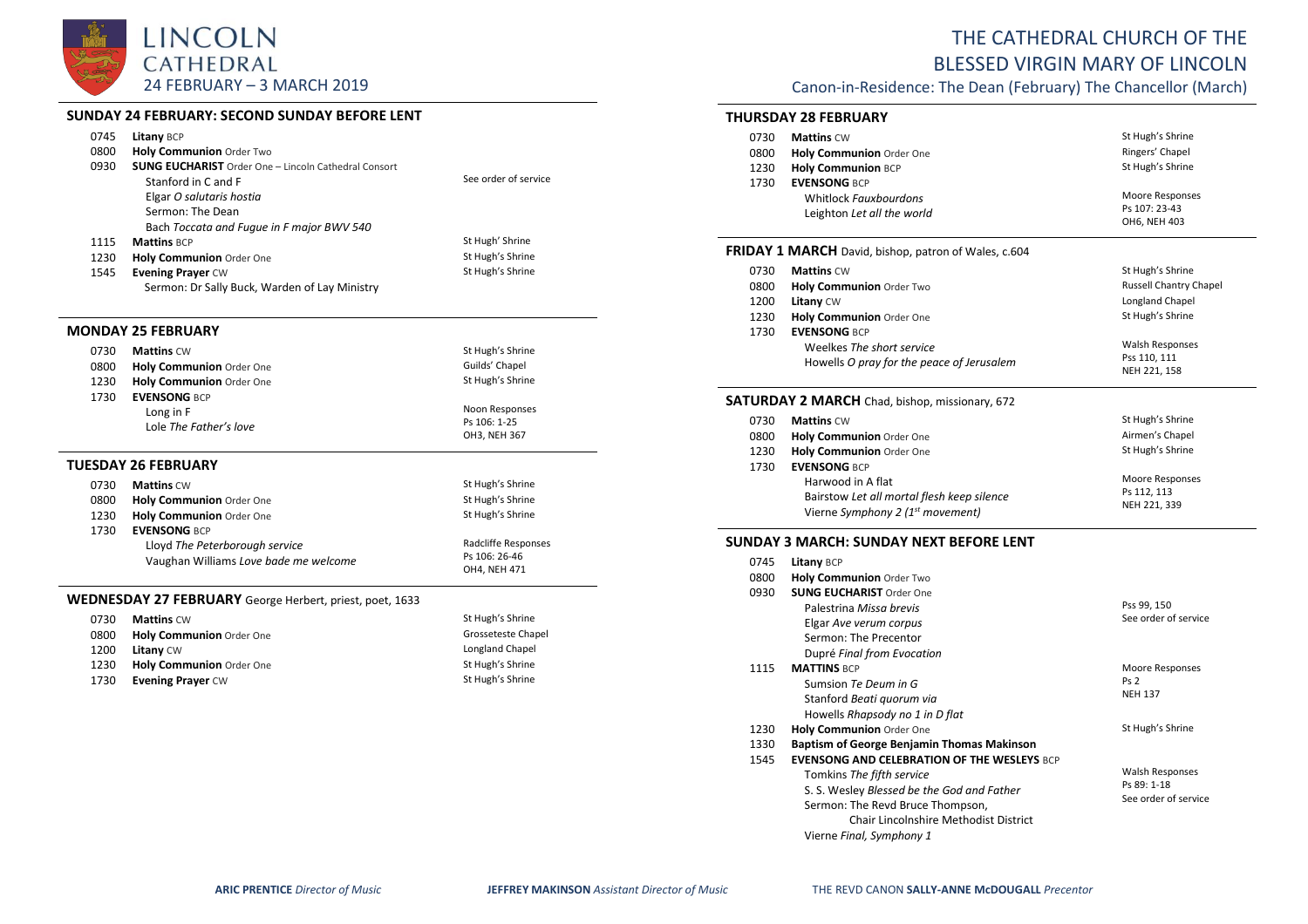# LINCOLN CATHEDRAL

24 FEBRUARY – 3 MARCH 2019

# THE CATHEDRAL CHURCH OF THE BLESSED VIRGIN MARY OF LINCOLN

Canon-in-Residence: The Dean (February) The Chancellor (March)

## SUNDAY 24 FEBRUARY: SECOND SUNDAY BEFORE LENT

| | | |
|---|---|---|
| 0745 | **Litany** BCP | |
| 0800 | **Holy Communion** Order Two | |
| 0930 | **SUNG EUCHARIST** Order One – Lincoln Cathedral Consort | |
| | Stanford in C and F | See order of service |
| | Elgar *O salutaris hostia* | |
| | Sermon: The Dean | |
| | Bach *Toccata and Fugue in F major BWV 540* | |
| 1115 | **Mattins** BCP | St Hugh' Shrine |
| 1230 | **Holy Communion** Order One | St Hugh's Shrine |
| 1545 | **Evening Prayer** CW | St Hugh's Shrine |
| | Sermon: Dr Sally Buck, Warden of Lay Ministry | |

## MONDAY 25 FEBRUARY

| | | |
|---|---|---|
| 0730 | **Mattins** CW | St Hugh's Shrine |
| 0800 | **Holy Communion** Order One | Guilds' Chapel |
| 1230 | **Holy Communion** Order One | St Hugh's Shrine |
| 1730 | **EVENSONG** BCP | |
| | Long in F | Noon Responses |
| | Lole *The Father's love* | Ps 106: 1-25<br>OH3, NEH 367 |

## TUESDAY 26 FEBRUARY

| | | |
|---|---|---|
| 0730 | **Mattins** CW | St Hugh's Shrine |
| 0800 | **Holy Communion** Order One | St Hugh's Shrine |
| 1230 | **Holy Communion** Order One | St Hugh's Shrine |
| 1730 | **EVENSONG** BCP | |
| | Lloyd *The Peterborough service* | Radcliffe Responses |
| | Vaughan Williams *Love bade me welcome* | Ps 106: 26-46<br>OH4, NEH 471 |

## WEDNESDAY 27 FEBRUARY George Herbert, priest, poet, 1633

| | | |
|---|---|---|
| 0730 | **Mattins** CW | St Hugh's Shrine |
| 0800 | **Holy Communion** Order One | Grosseteste Chapel |
| 1200 | **Litany** CW | Longland Chapel |
| 1230 | **Holy Communion** Order One | St Hugh's Shrine |
| 1730 | **Evening Prayer** CW | St Hugh's Shrine |

## THURSDAY 28 FEBRUARY

| | | |
|---|---|---|
| 0730 | **Mattins** CW | St Hugh's Shrine |
| 0800 | **Holy Communion** Order One | Ringers' Chapel |
| 1230 | **Holy Communion** BCP | St Hugh's Shrine |
| 1730 | **EVENSONG** BCP | |
| | Whitlock *Fauxbourdons* | Moore Responses |
| | Leighton *Let all the world* | Ps 107: 23-43<br>OH6, NEH 403 |

## FRIDAY 1 MARCH David, bishop, patron of Wales, c.604

| | | |
|---|---|---|
| 0730 | **Mattins** CW | St Hugh's Shrine |
| 0800 | **Holy Communion** Order Two | Russell Chantry Chapel |
| 1200 | **Litany** CW | Longland Chapel |
| 1230 | **Holy Communion** Order One | St Hugh's Shrine |
| 1730 | **EVENSONG** BCP | |
| | Weelkes *The short service* | Walsh Responses |
| | Howells *O pray for the peace of Jerusalem* | Pss 110, 111<br>NEH 221, 158 |

## SATURDAY 2 MARCH Chad, bishop, missionary, 672

| | | |
|---|---|---|
| 0730 | **Mattins** CW | St Hugh's Shrine |
| 0800 | **Holy Communion** Order One | Airmen's Chapel |
| 1230 | **Holy Communion** Order One | St Hugh's Shrine |
| 1730 | **EVENSONG** BCP | |
| | Harwood in A flat | Moore Responses |
| | Bairstow *Let all mortal flesh keep silence* | Ps 112, 113<br>NEH 221, 339 |
| | Vierne *Symphony 2 (1st movement)* | |

## SUNDAY 3 MARCH: SUNDAY NEXT BEFORE LENT

| | | |
|---|---|---|
| 0745 | **Litany** BCP | |
| 0800 | **Holy Communion** Order Two | |
| 0930 | **SUNG EUCHARIST** Order One | |
| | Palestrina *Missa brevis* | Pss 99, 150 |
| | Elgar *Ave verum corpus* | See order of service |
| | Sermon: The Precentor | |
| | Dupré *Final from Evocation* | |
| 1115 | **MATTINS** BCP | Moore Responses |
| | Sumsion *Te Deum in G* | Ps 2 |
| | Stanford *Beati quorum via* | NEH 137 |
| | Howells *Rhapsody no 1 in D flat* | |
| 1230 | **Holy Communion** Order One | St Hugh's Shrine |
| 1330 | **Baptism of George Benjamin Thomas Makinson** | |
| 1545 | **EVENSONG AND CELEBRATION OF THE WESLEYS** BCP | |
| | Tomkins *The fifth service* | Walsh Responses |
| | S. S. Wesley *Blessed be the God and Father* | Ps 89: 1-18<br>See order of service |
| | Sermon: The Revd Bruce Thompson, Chair Lincolnshire Methodist District | |
| | Vierne *Final, Symphony 1* | |

**ARIC PRENTICE** *Director of Music* | **JEFFREY MAKINSON** *Assistant Director of Music* | THE REVD CANON **SALLY-ANNE McDOUGALL** *Precentor*